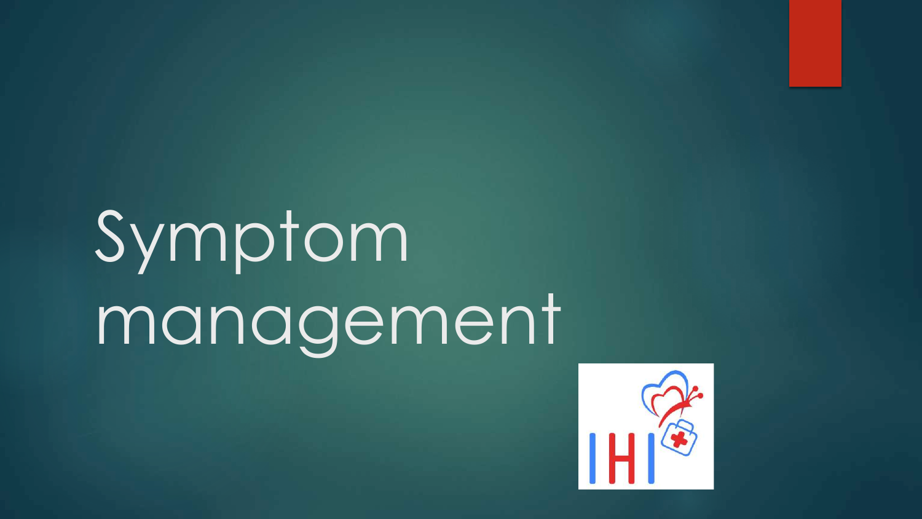# Symptom management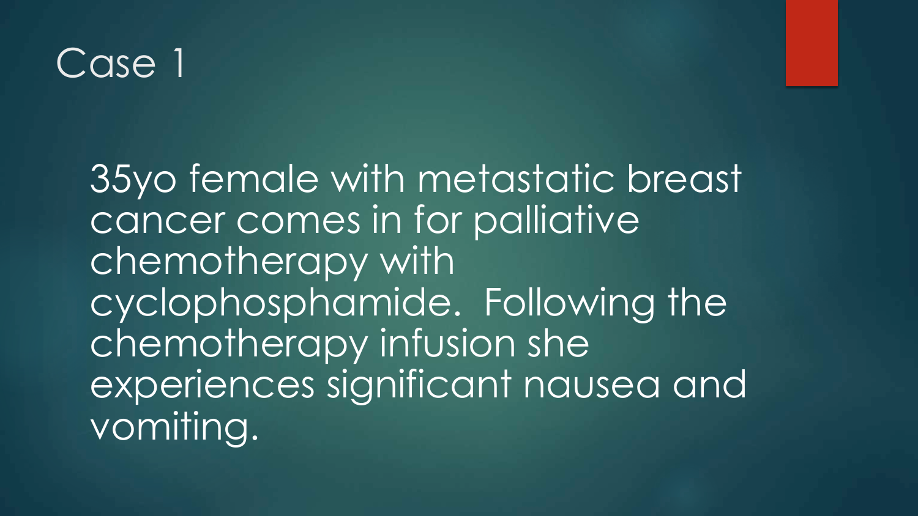# Case 1

35yo female with metastatic breast cancer comes in for palliative chemotherapy with cyclophosphamide. Following the chemotherapy infusion she experiences significant nausea and vomiting.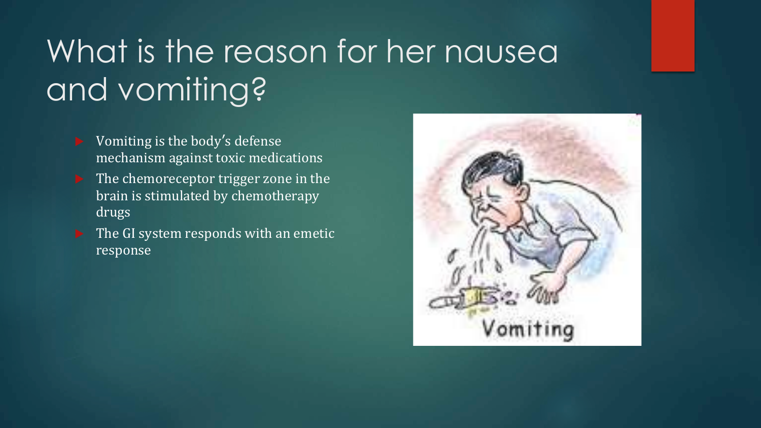# What is the reason for her nausea and vomiting?

- Vomiting is the body's defense mechanism against toxic medications
- The chemoreceptor trigger zone in the brain is stimulated by chemotherapy drugs
- The GI system responds with an emetic response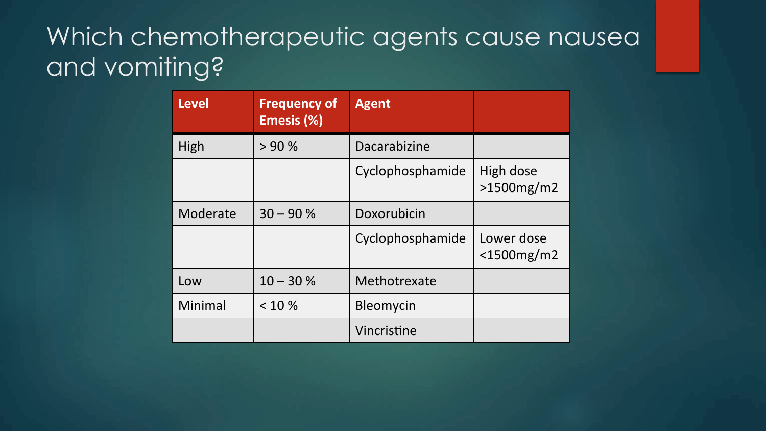# Which chemotherapeutic agents cause nausea and vomiting?

| Level | Frequency of Emesis (%) | Agent | |
|---|---|---|---|
| High | > 90 % | Dacarabizine | |
| | | Cyclophosphamide | High dose >1500mg/m2 |
| Moderate | 30 – 90 % | Doxorubicin | |
| | | Cyclophosphamide | Lower dose <1500mg/m2 |
| Low | 10 – 30 % | Methotrexate | |
| Minimal | < 10 % | Bleomycin | |
| | | Vincristine | |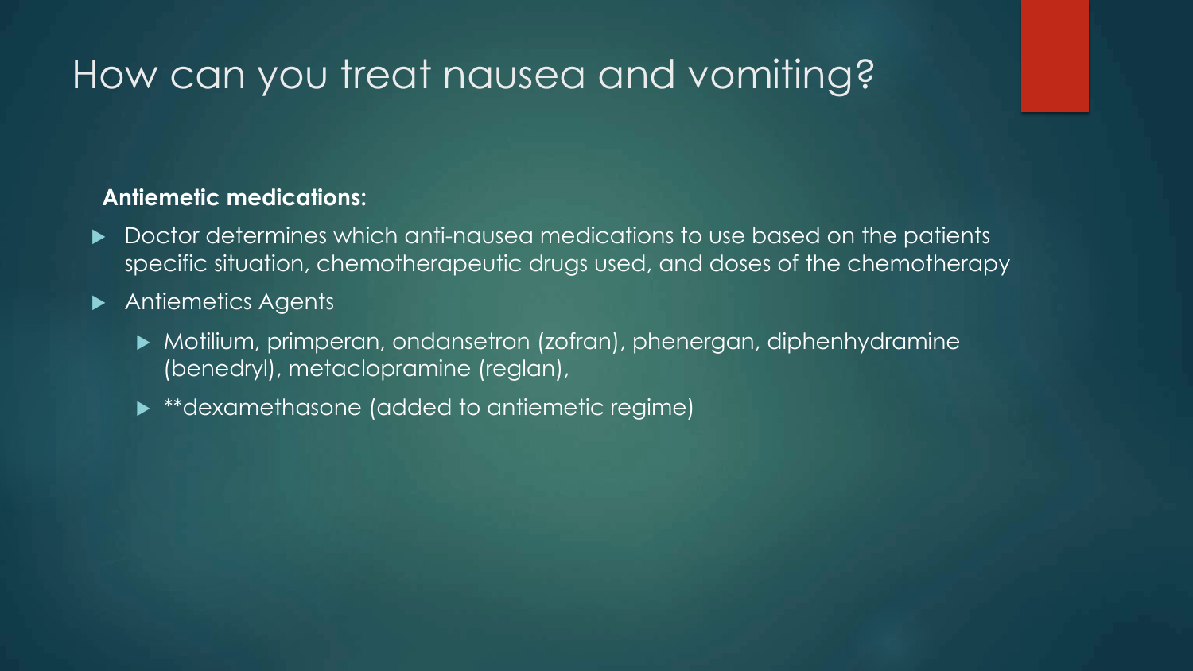# How can you treat nausea and vomiting?

**Antiemetic medications:**

- Doctor determines which anti-nausea medications to use based on the patients specific situation, chemotherapeutic drugs used, and doses of the chemotherapy
- Antiemetics Agents
  - Motilium, primperan, ondansetron (zofran), phenergan, diphenhydramine (benedryl), metaclopramine (reglan),
  - **dexamethasone (added to antiemetic regime)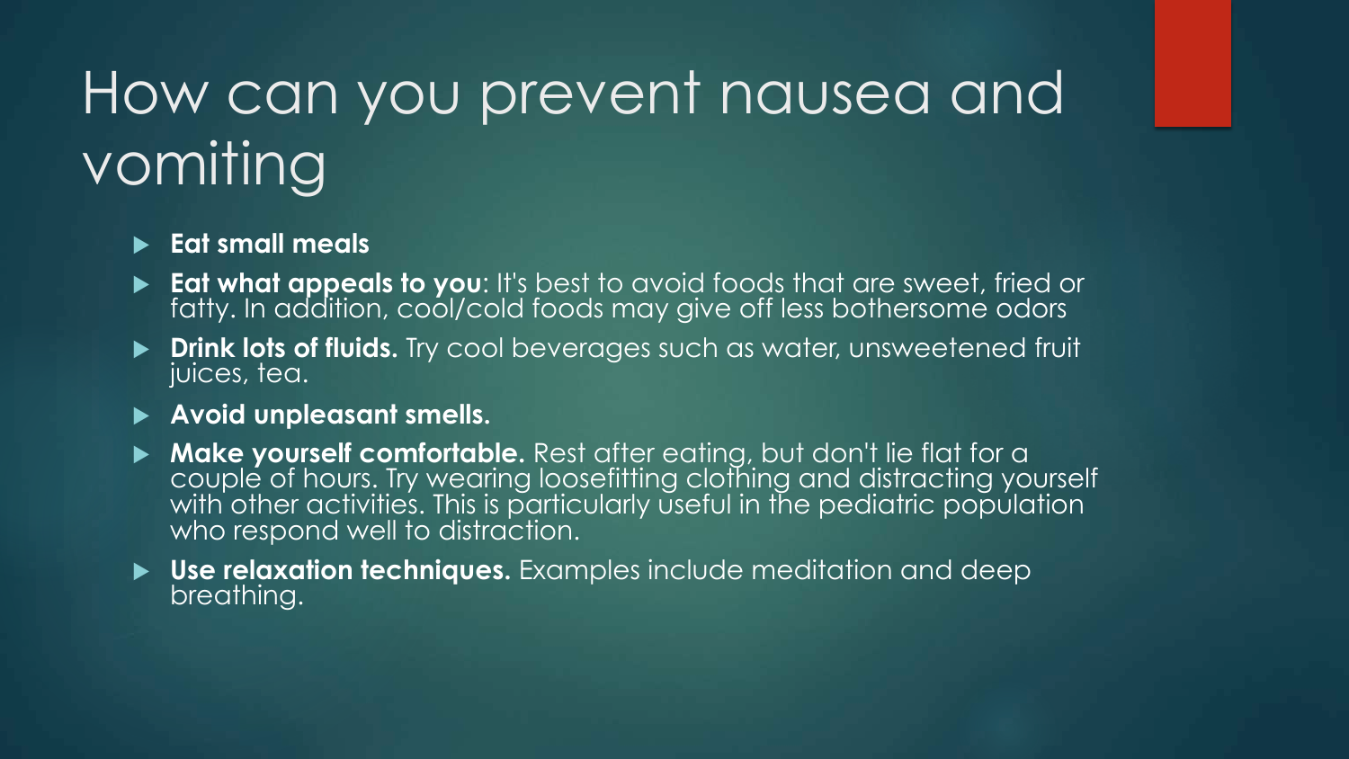# How can you prevent nausea and vomiting

- **Eat small meals**
- **Eat what appeals to you**: It's best to avoid foods that are sweet, fried or fatty. In addition, cool/cold foods may give off less bothersome odors
- **Drink lots of fluids.** Try cool beverages such as water, unsweetened fruit juices, tea.
- **Avoid unpleasant smells.**
- **Make yourself comfortable.** Rest after eating, but don't lie flat for a couple of hours. Try wearing loosefitting clothing and distracting yourself with other activities. This is particularly useful in the pediatric population who respond well to distraction.
- **Use relaxation techniques.** Examples include meditation and deep breathing.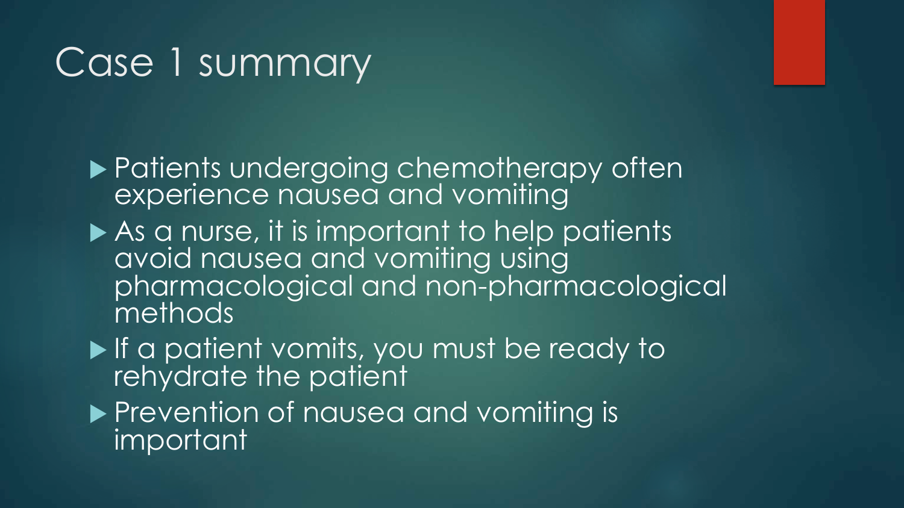# Case 1 summary

- Patients undergoing chemotherapy often experience nausea and vomiting
- As a nurse, it is important to help patients avoid nausea and vomiting using pharmacological and non-pharmacological methods
- If a patient vomits, you must be ready to rehydrate the patient
- Prevention of nausea and vomiting is important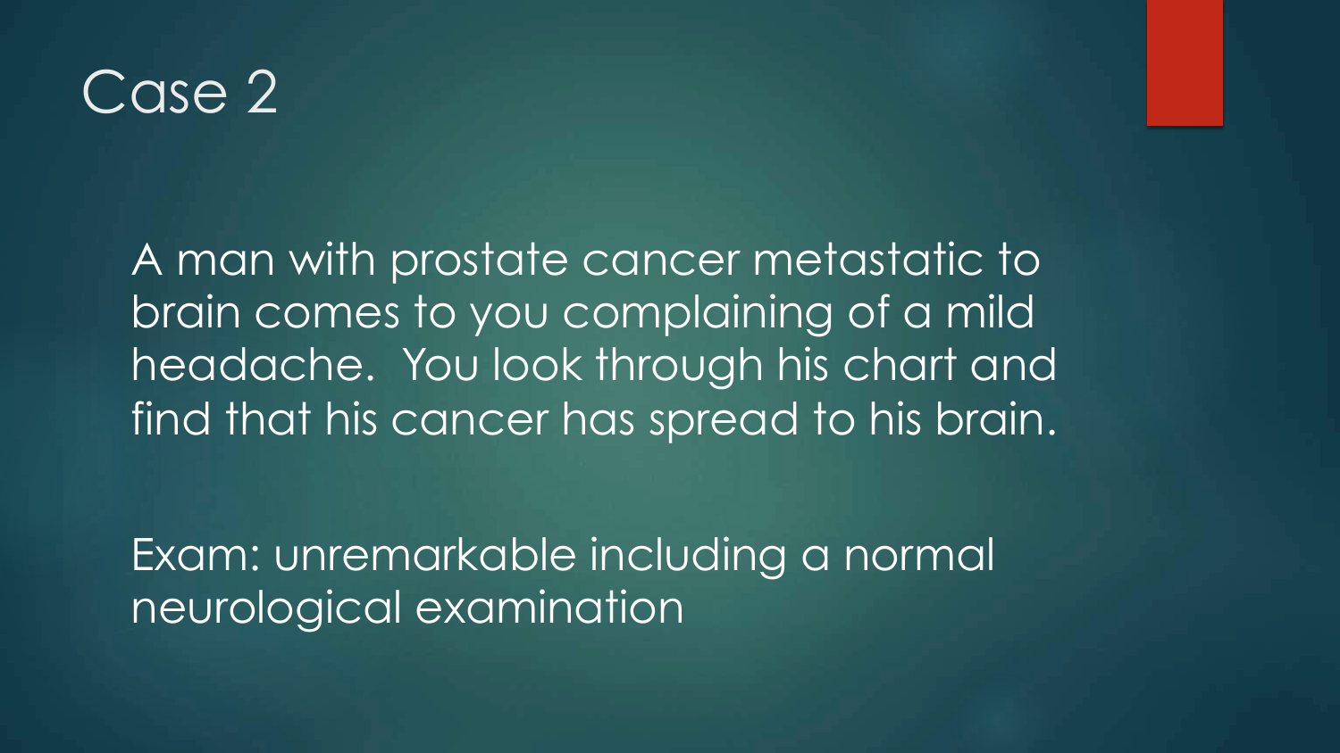# Case 2

A man with prostate cancer metastatic to brain comes to you complaining of a mild headache. You look through his chart and find that his cancer has spread to his brain.

Exam: unremarkable including a normal neurological examination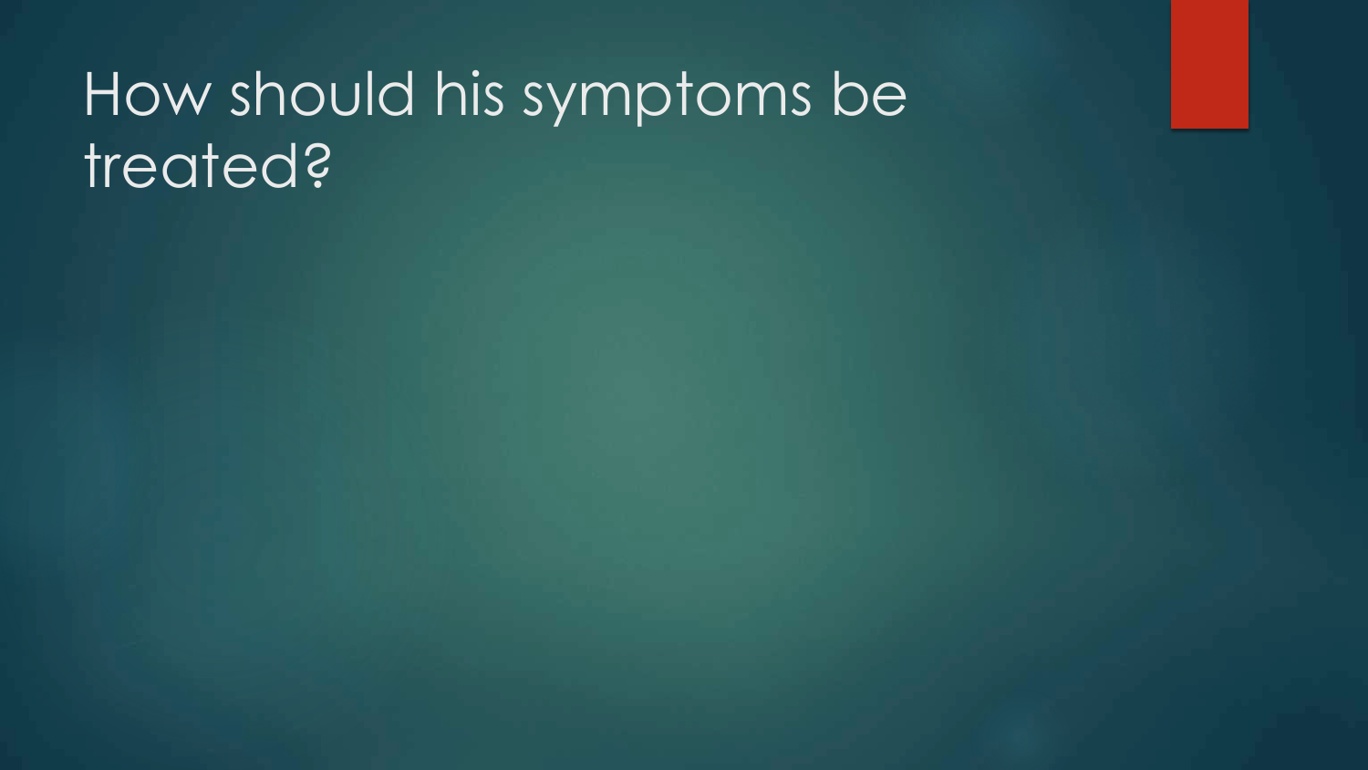# How should his symptoms be treated?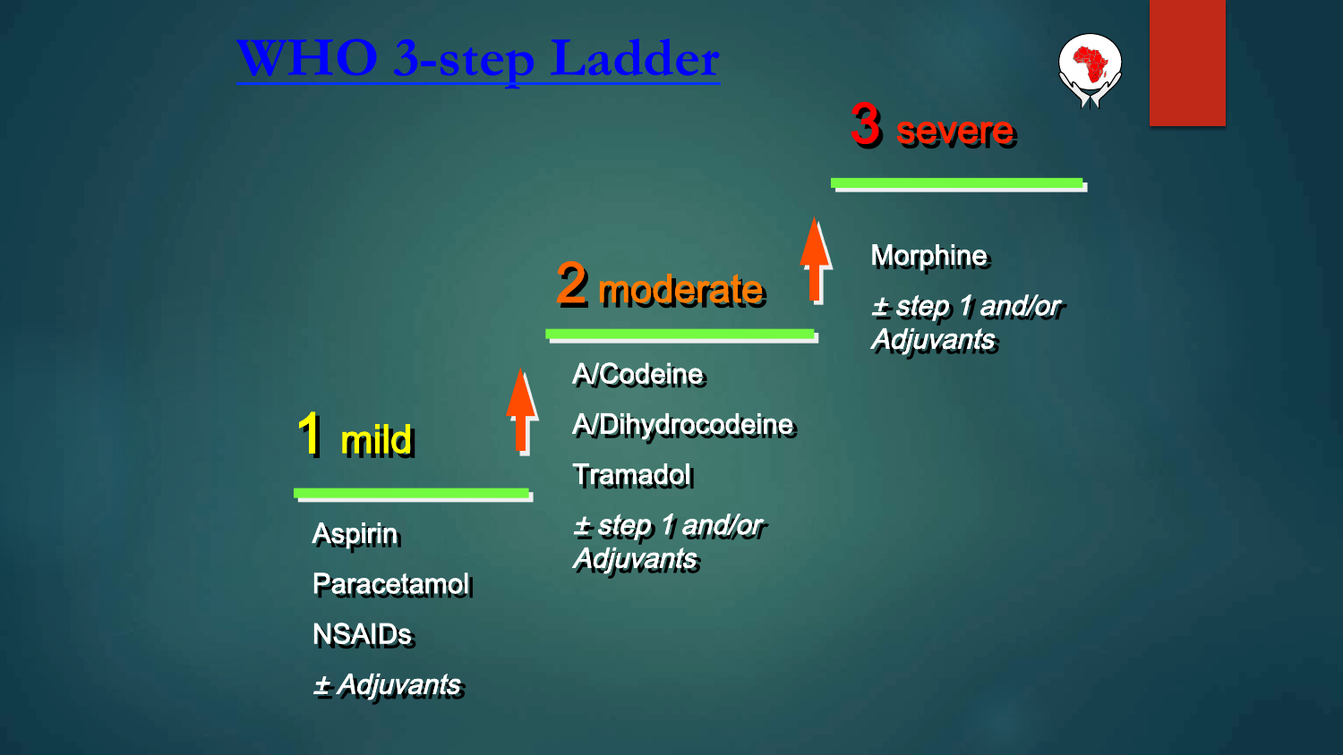# WHO 3-step Ladder

## 1 mild

- Aspirin
- Paracetamol
- NSAIDs
- *± Adjuvants*

## 2 moderate

- A/Codeine
- A/Dihydrocodeine
- Tramadol
- *± step 1 and/or Adjuvants*

## 3 severe

- Morphine
- *± step 1 and/or Adjuvants*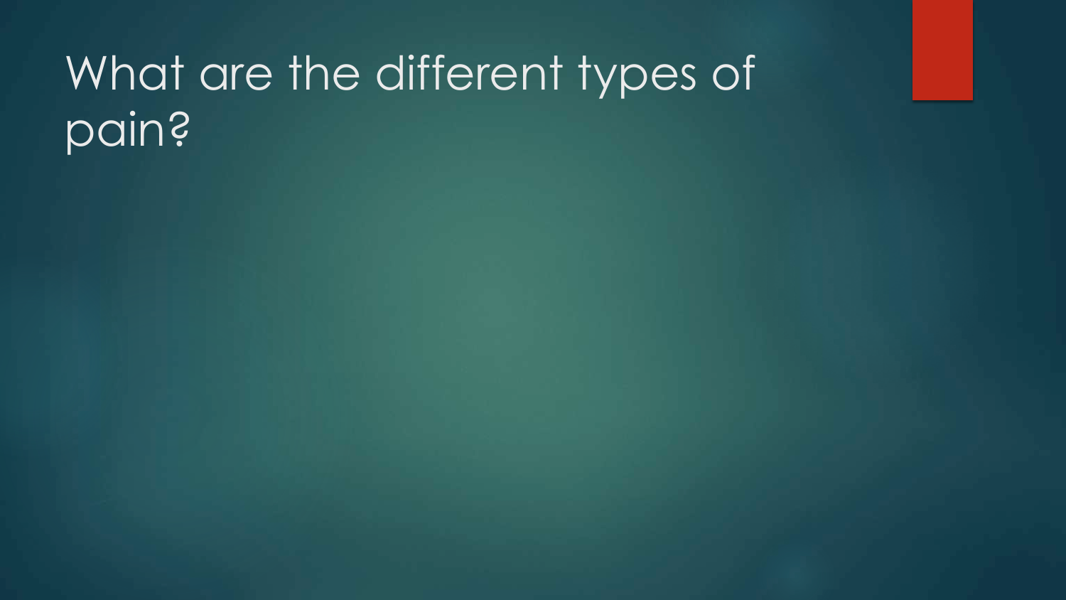# What are the different types of pain?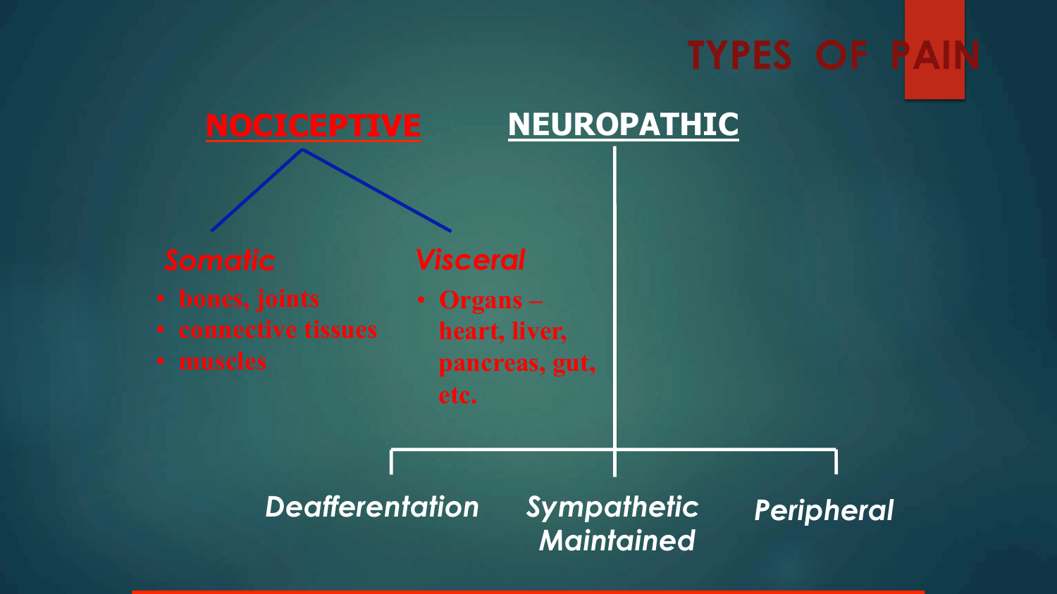# TYPES OF PAIN

## NOCICEPTIVE

### *Somatic*

- bones, joints
- connective tissues
- muscles

### *Visceral*

- Organs – heart, liver, pancreas, gut, etc.

## NEUROPATHIC

- *Deafferentation*
- *Sympathetic Maintained*
- *Peripheral*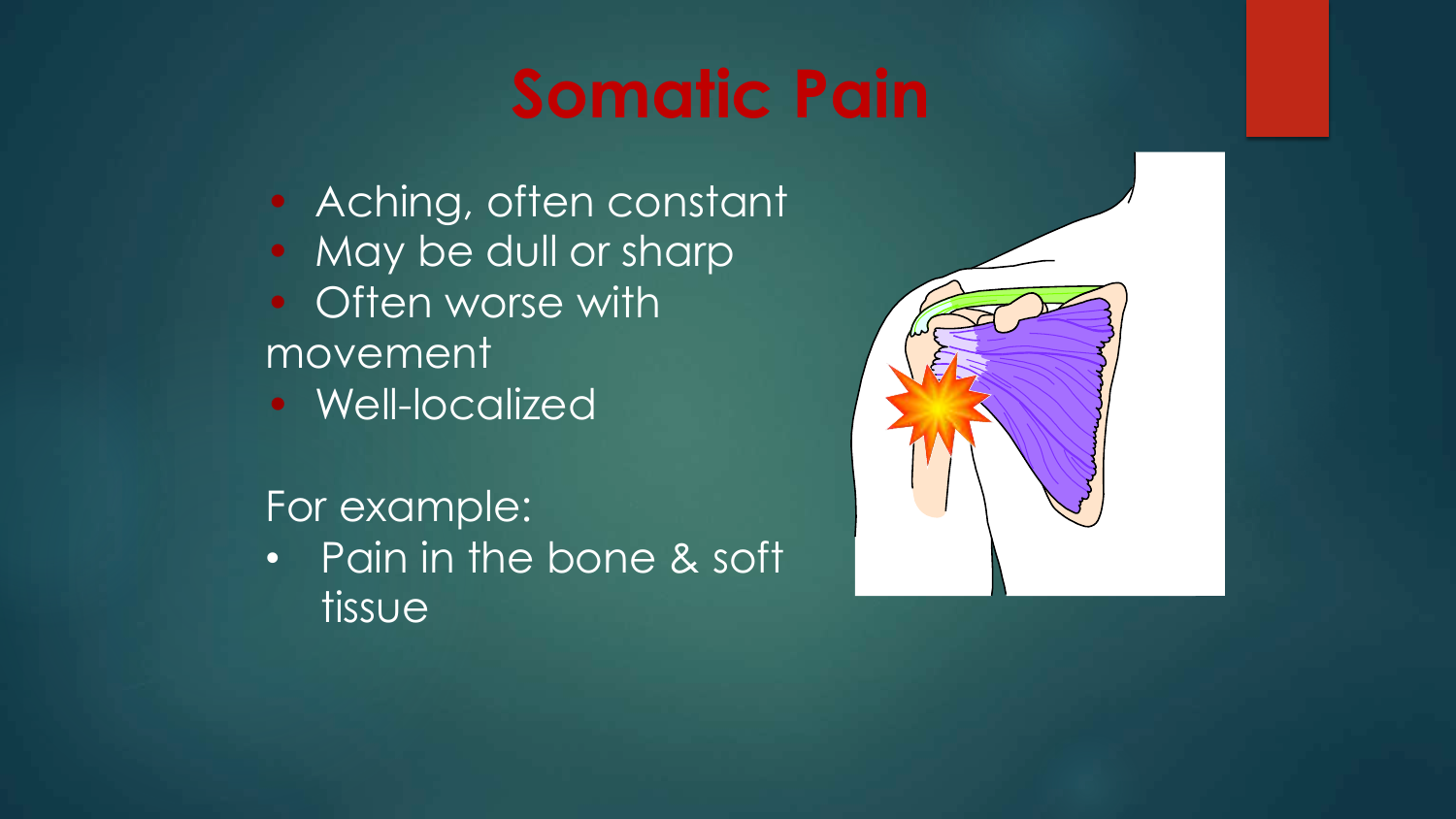# Somatic Pain

- Aching, often constant
- May be dull or sharp
- Often worse with movement
- Well-localized

For example:

- Pain in the bone & soft tissue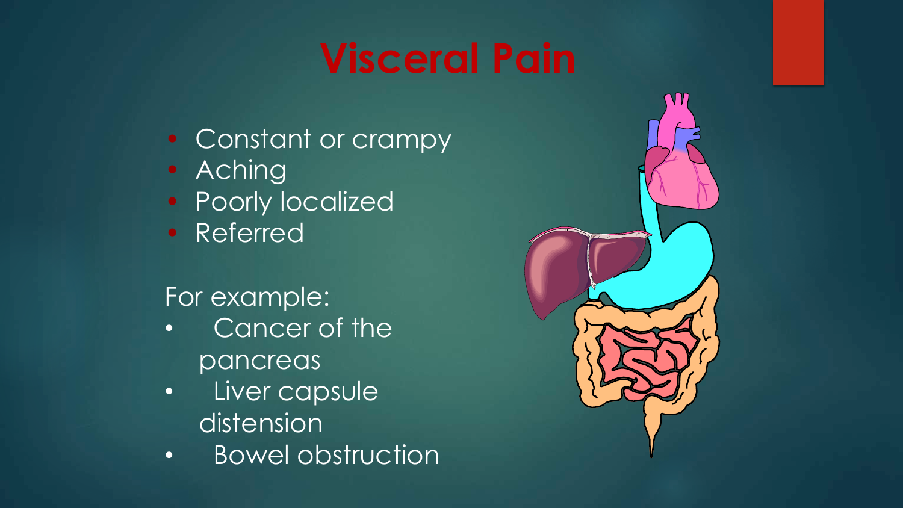# Visceral Pain

- Constant or crampy
- Aching
- Poorly localized
- Referred

For example:

- Cancer of the pancreas
- Liver capsule distension
- Bowel obstruction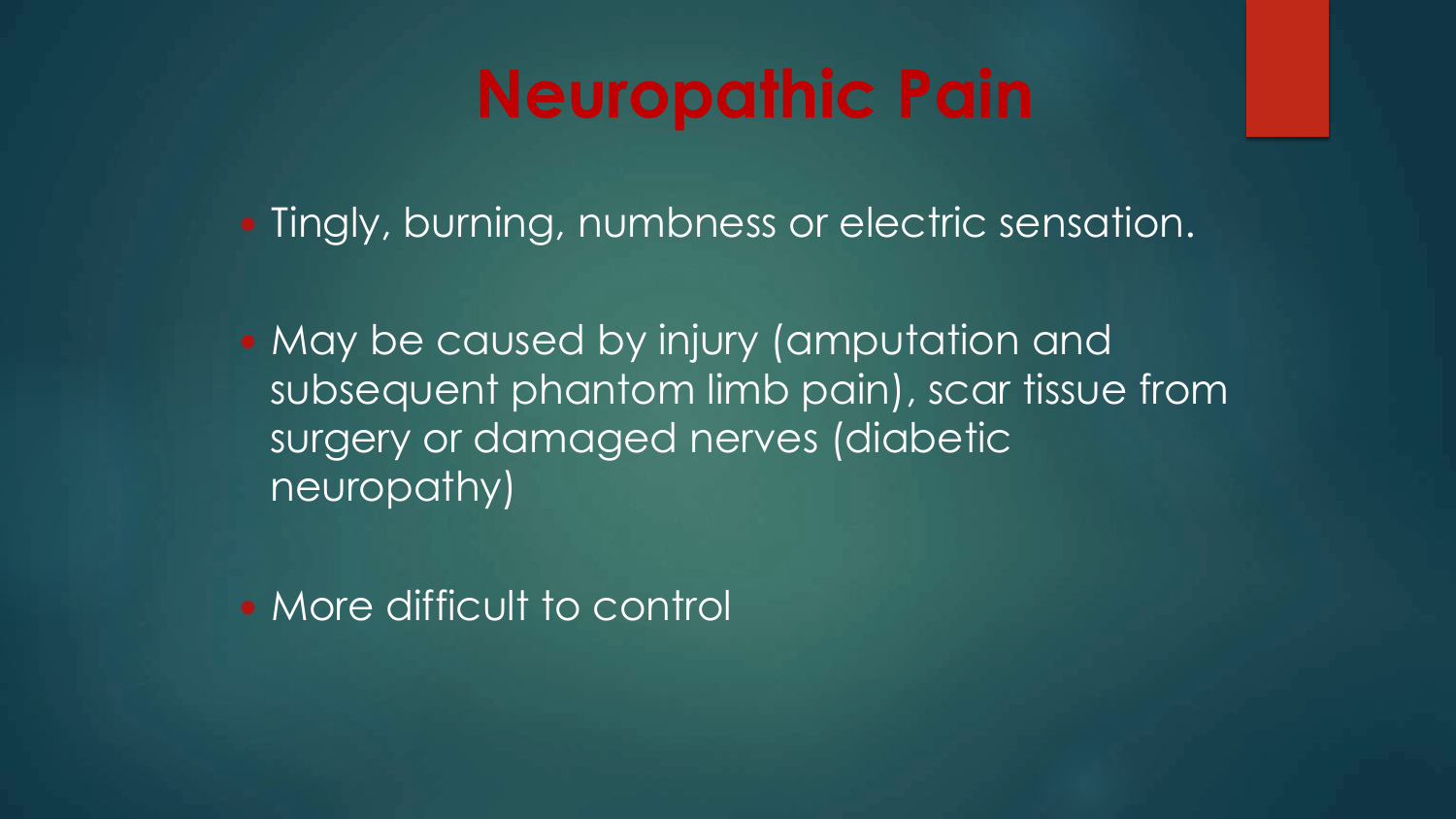# Neuropathic Pain

- Tingly, burning, numbness or electric sensation.
- May be caused by injury (amputation and subsequent phantom limb pain), scar tissue from surgery or damaged nerves (diabetic neuropathy)
- More difficult to control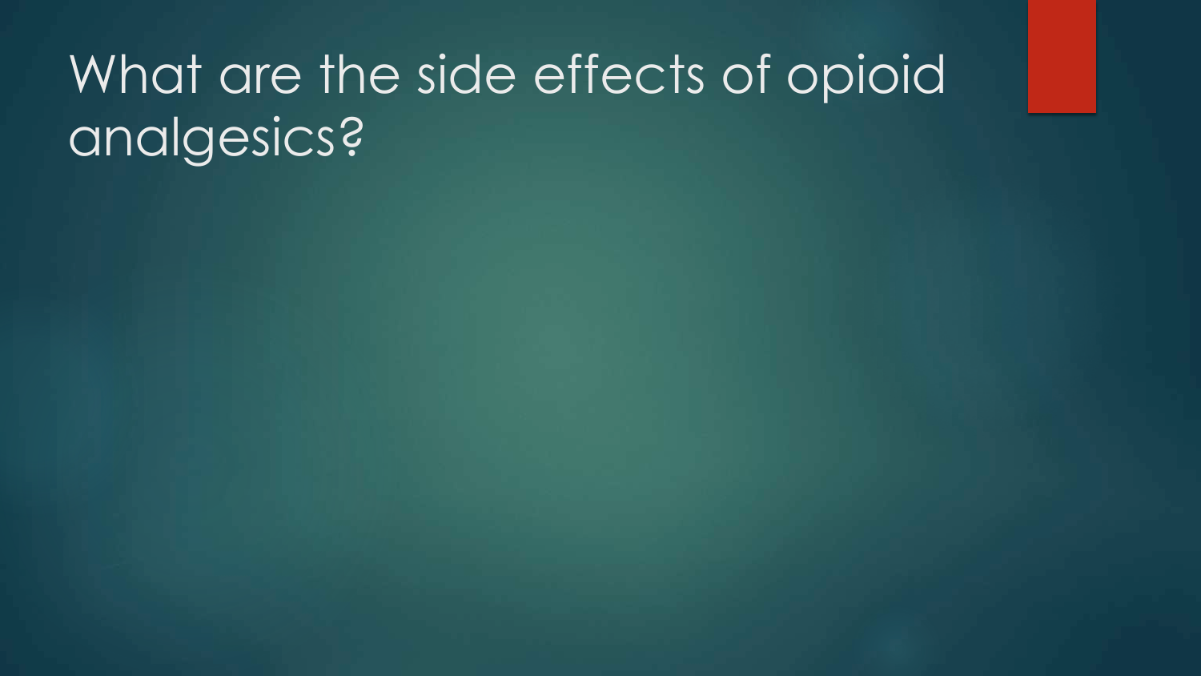# What are the side effects of opioid analgesics?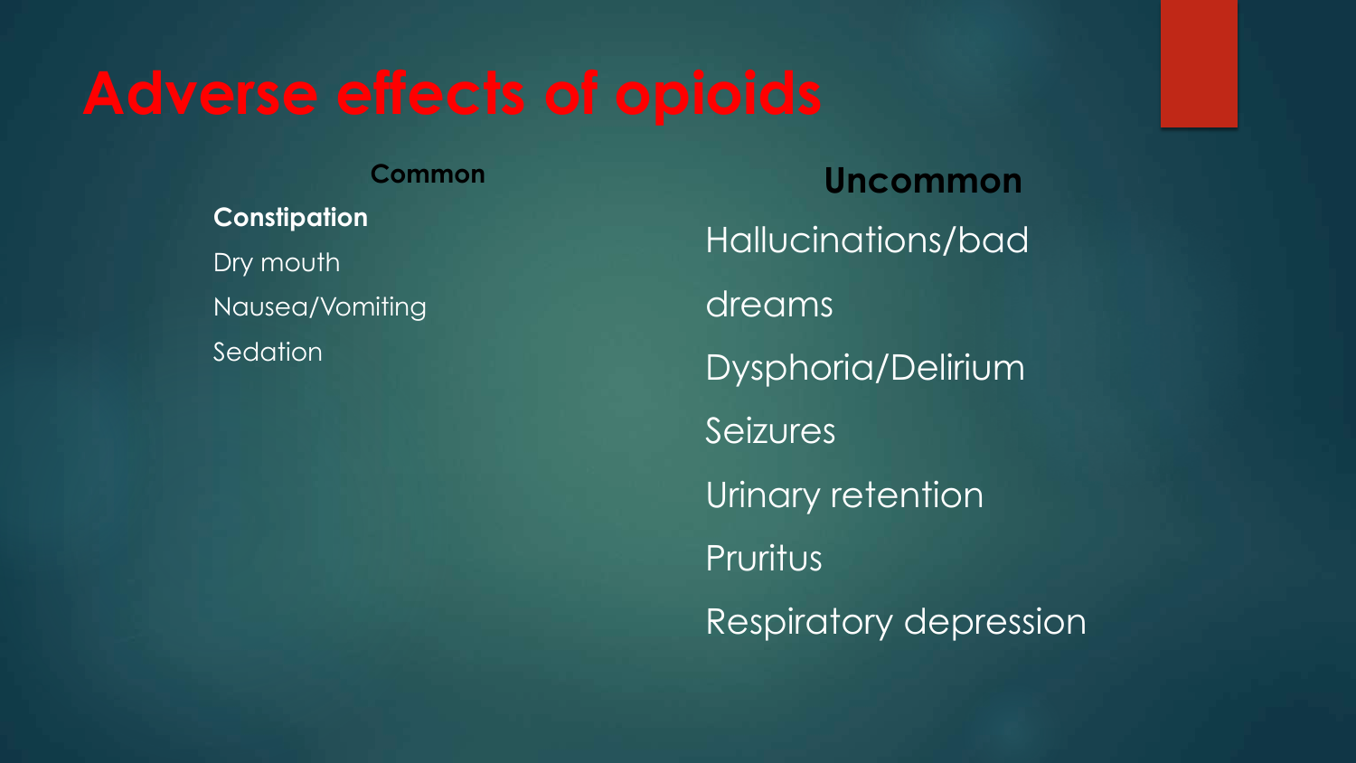# Adverse effects of opioids

**Common**

**Constipation**

Dry mouth

Nausea/Vomiting

Sedation

**Uncommon**

Hallucinations/bad dreams

Dysphoria/Delirium

Seizures

Urinary retention

Pruritus

Respiratory depression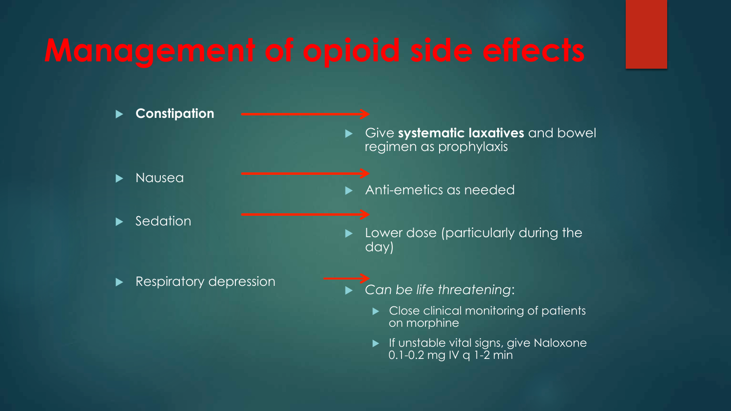# Management of opioid side effects

- **Constipation** → Give **systematic laxatives** and bowel regimen as prophylaxis
- Nausea → Anti-emetics as needed
- Sedation → Lower dose (particularly during the day)
- Respiratory depression → *Can be life threatening*:
  - Close clinical monitoring of patients on morphine
  - If unstable vital signs, give Naloxone 0.1-0.2 mg IV q 1-2 min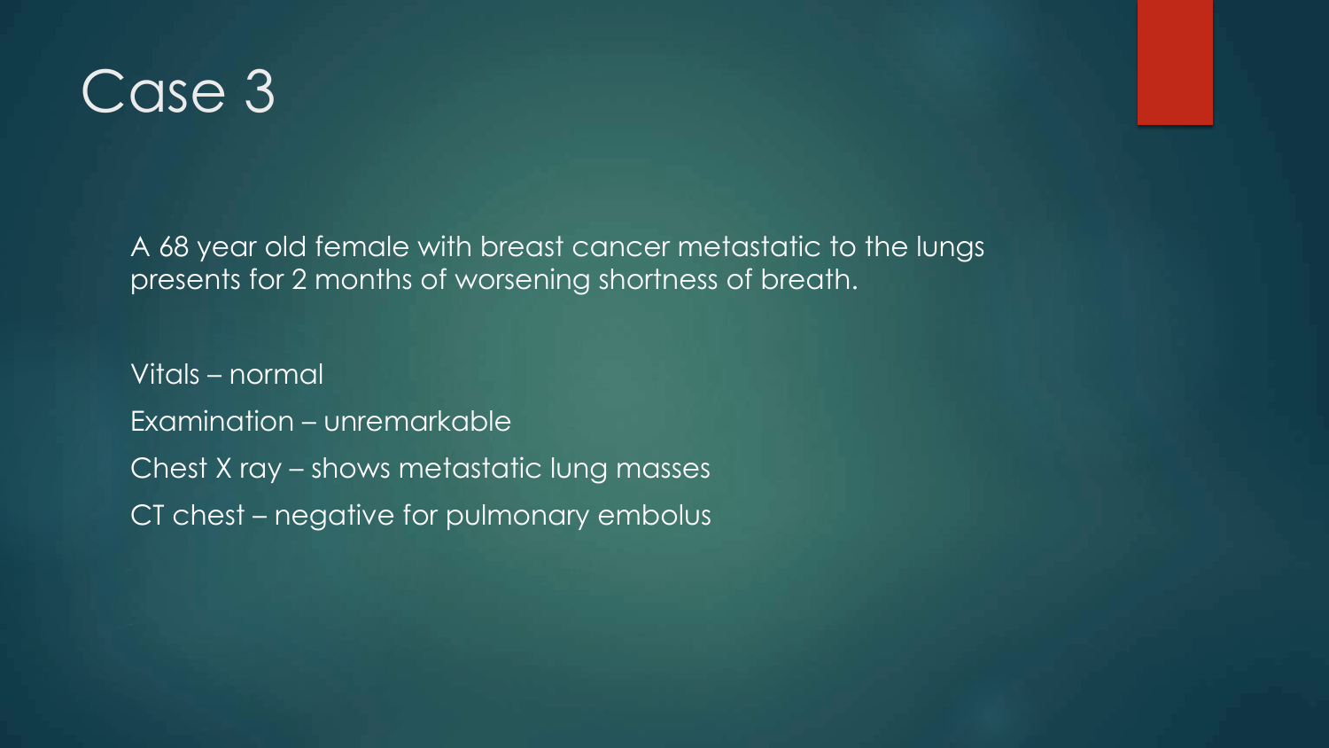# Case 3

A 68 year old female with breast cancer metastatic to the lungs presents for 2 months of worsening shortness of breath.

Vitals – normal

Examination – unremarkable

Chest X ray – shows metastatic lung masses

CT chest – negative for pulmonary embolus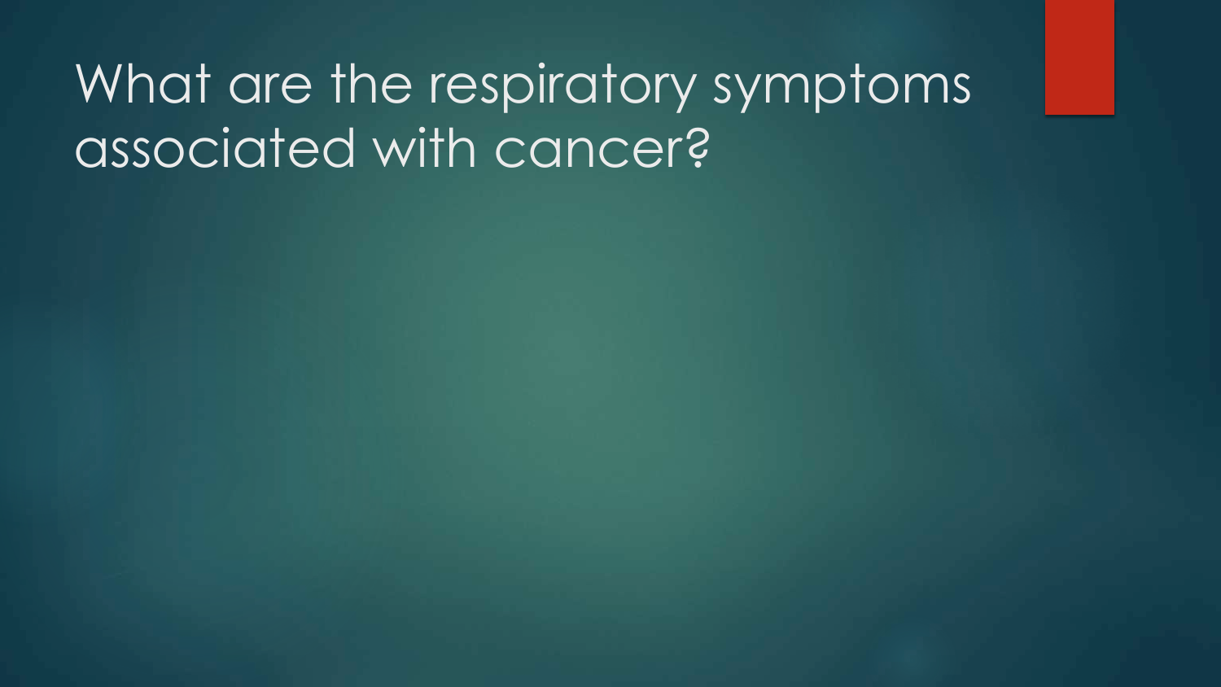# What are the respiratory symptoms associated with cancer?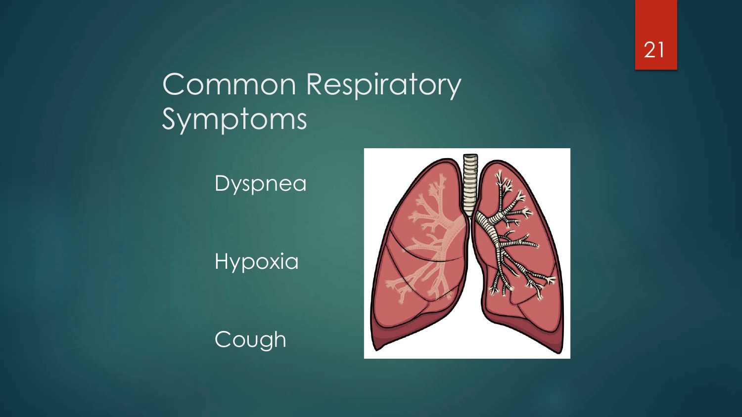# Common Respiratory Symptoms

- Dyspnea
- Hypoxia
- Cough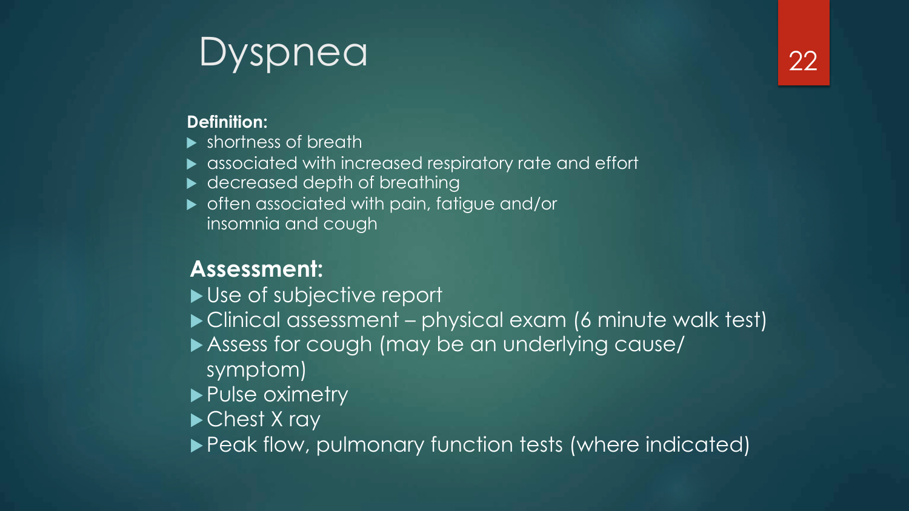# Dyspnea

**Definition:**

- shortness of breath
- associated with increased respiratory rate and effort
- decreased depth of breathing
- often associated with pain, fatigue and/or insomnia and cough

## Assessment:

- Use of subjective report
- Clinical assessment – physical exam (6 minute walk test)
- Assess for cough (may be an underlying cause/ symptom)
- Pulse oximetry
- Chest X ray
- Peak flow, pulmonary function tests (where indicated)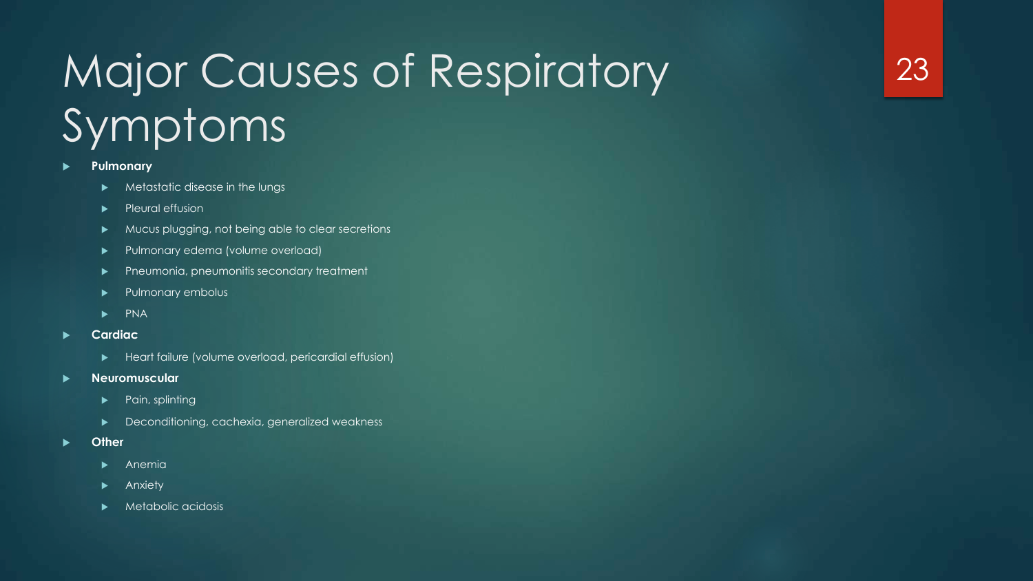# Major Causes of Respiratory Symptoms

- **Pulmonary**
  - Metastatic disease in the lungs
  - Pleural effusion
  - Mucus plugging, not being able to clear secretions
  - Pulmonary edema (volume overload)
  - Pneumonia, pneumonitis secondary treatment
  - Pulmonary embolus
  - PNA
- **Cardiac**
  - Heart failure (volume overload, pericardial effusion)
- **Neuromuscular**
  - Pain, splinting
  - Deconditioning, cachexia, generalized weakness
- **Other**
  - Anemia
  - Anxiety
  - Metabolic acidosis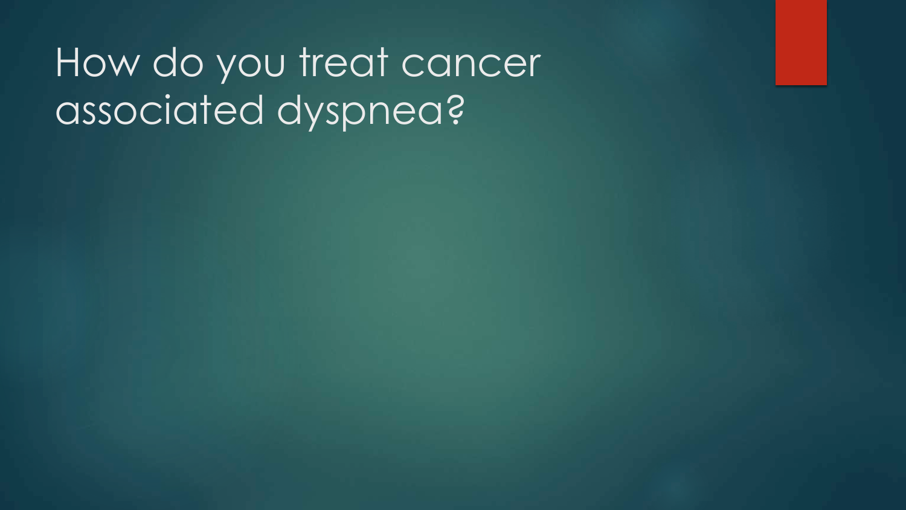# How do you treat cancer associated dyspnea?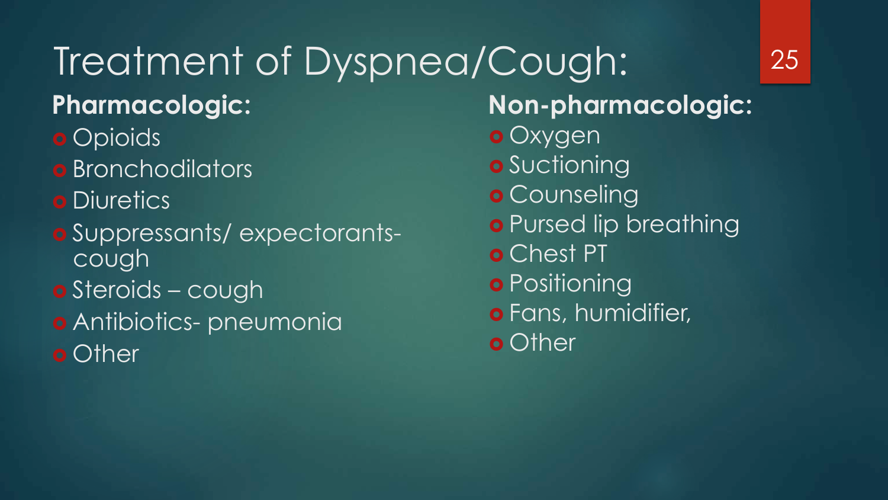# Treatment of Dyspnea/Cough:

**Pharmacologic:**

- Opioids
- Bronchodilators
- Diuretics
- Suppressants/ expectorants- cough
- Steroids – cough
- Antibiotics- pneumonia
- Other

**Non-pharmacologic:**

- Oxygen
- Suctioning
- Counseling
- Pursed lip breathing
- Chest PT
- Positioning
- Fans, humidifier,
- Other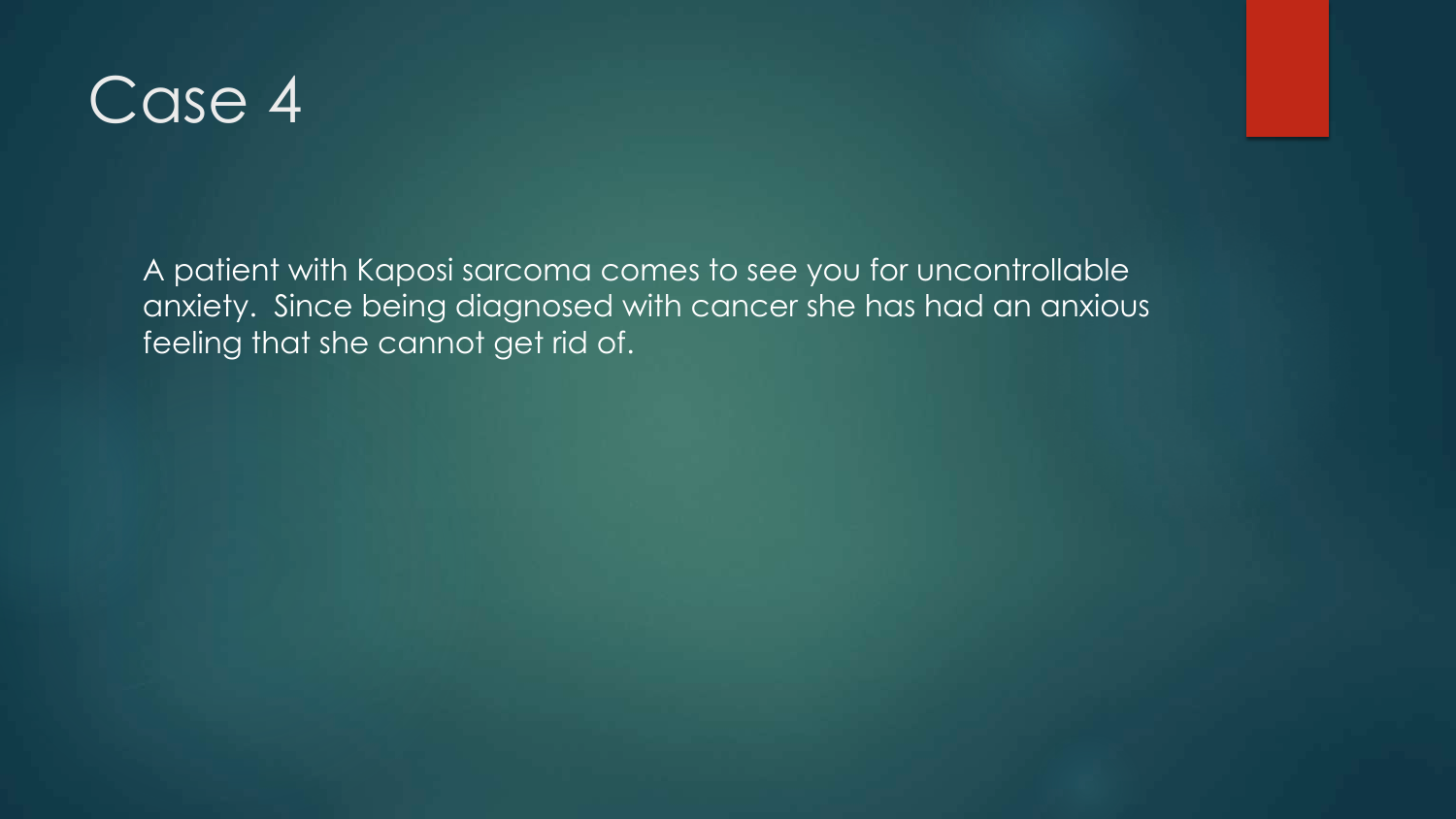# Case 4

A patient with Kaposi sarcoma comes to see you for uncontrollable anxiety. Since being diagnosed with cancer she has had an anxious feeling that she cannot get rid of.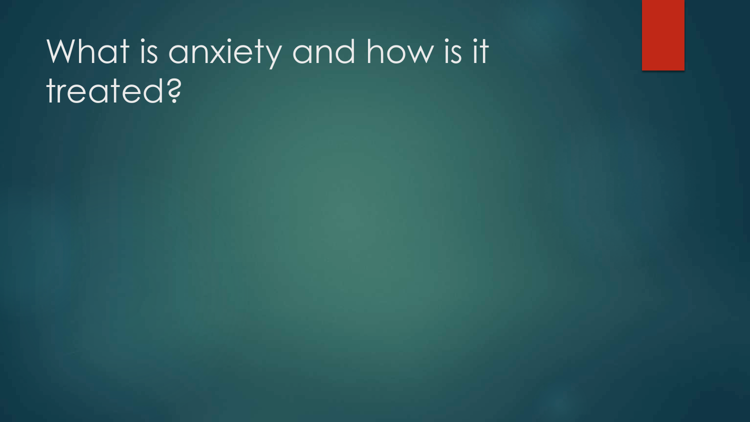# What is anxiety and how is it treated?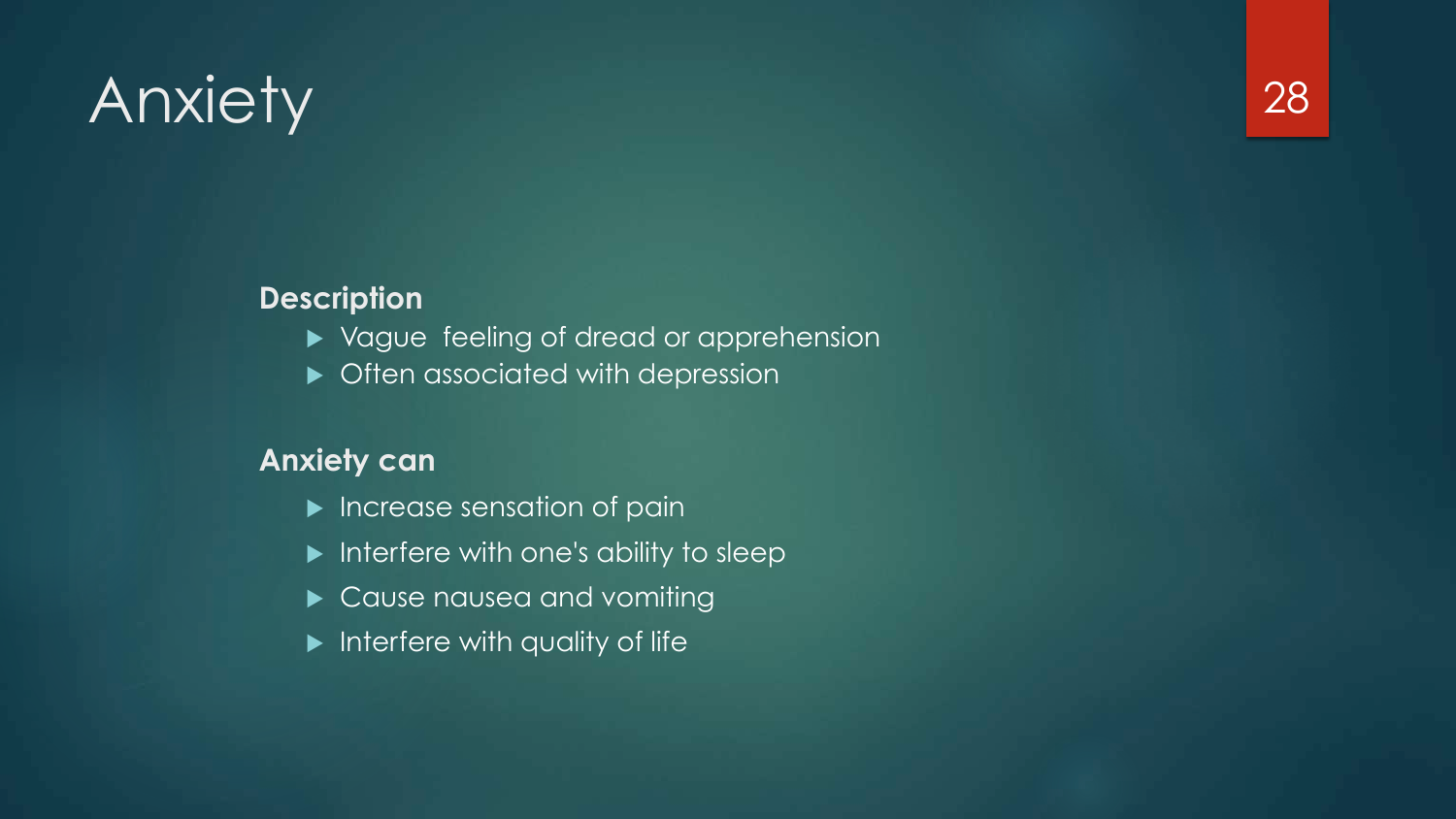# Anxiety

**Description**

- Vague feeling of dread or apprehension
- Often associated with depression

**Anxiety can**

- Increase sensation of pain
- Interfere with one's ability to sleep
- Cause nausea and vomiting
- Interfere with quality of life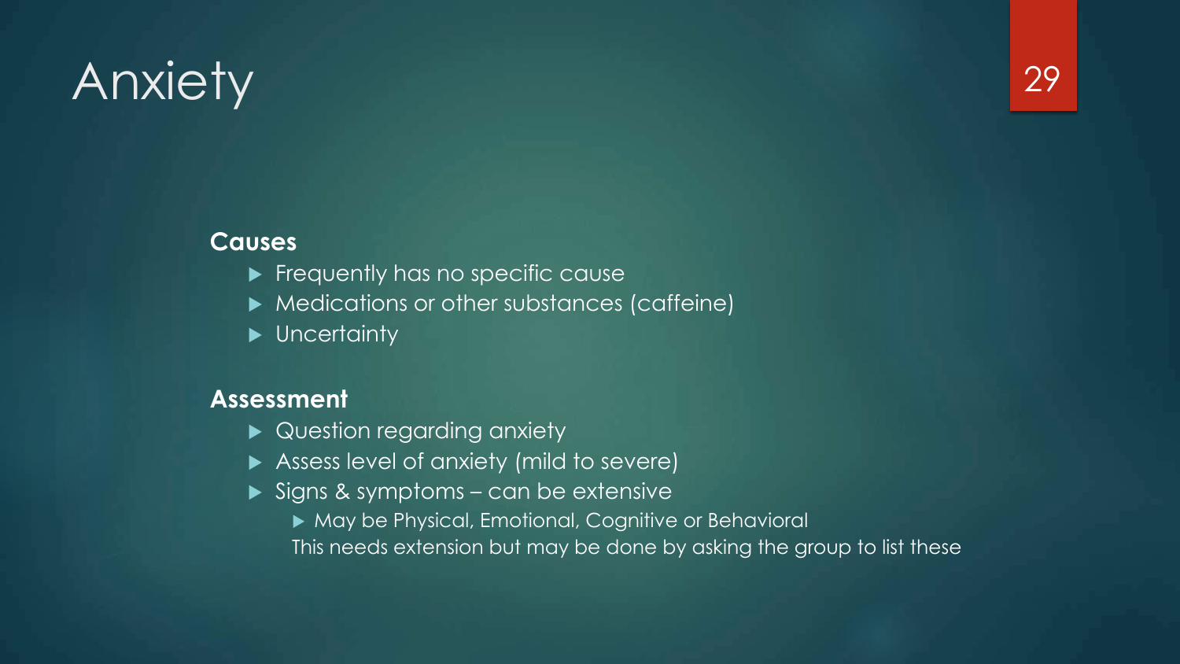# Anxiety

**Causes**

- Frequently has no specific cause
- Medications or other substances (caffeine)
- Uncertainty

**Assessment**

- Question regarding anxiety
- Assess level of anxiety (mild to severe)
- Signs & symptoms – can be extensive
  - May be Physical, Emotional, Cognitive or Behavioral

  This needs extension but may be done by asking the group to list these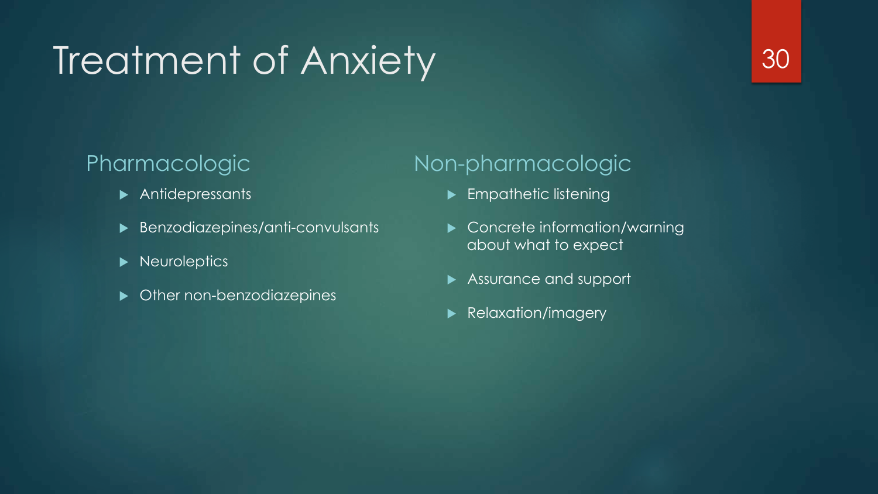# Treatment of Anxiety

## Pharmacologic

- Antidepressants
- Benzodiazepines/anti-convulsants
- Neuroleptics
- Other non-benzodiazepines

## Non-pharmacologic

- Empathetic listening
- Concrete information/warning about what to expect
- Assurance and support
- Relaxation/imagery